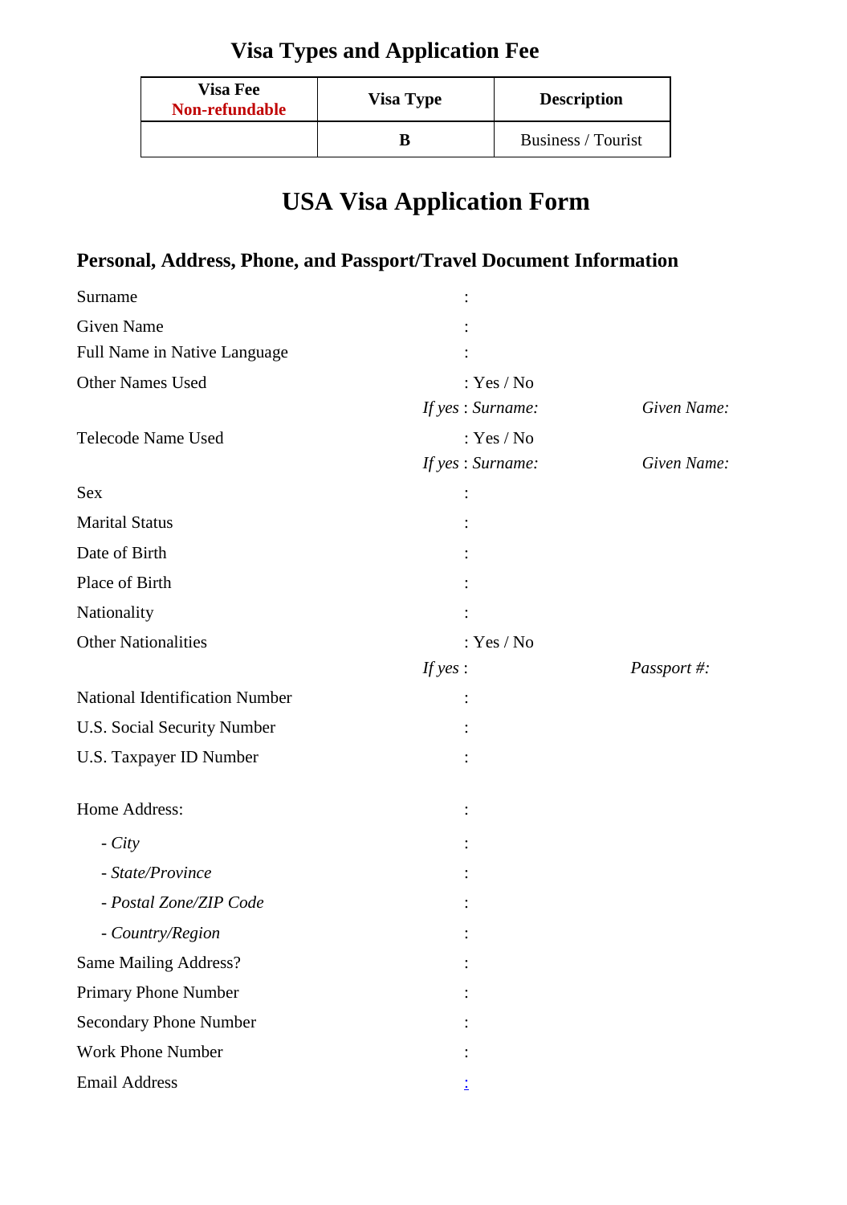## Visa Types and Application Fee

| Visa Fee **Non-refundable** | Visa Type | Description |
|---|---|---|
| | **B** | Business / Tourist |

# USA Visa Application Form

### Personal, Address, Phone, and Passport/Travel Document Information

Surname :

Given Name :

Full Name in Native Language :

Other Names Used : Yes / No

*If yes* : *Surname:* *Given Name:*

Telecode Name Used : Yes / No

*If yes* : *Surname:* *Given Name:*

Sex :

Marital Status :

Date of Birth :

Place of Birth :

Nationality :

Other Nationalities : Yes / No

*If yes* : *Passport #:*

National Identification Number :

U.S. Social Security Number :

U.S. Taxpayer ID Number :

Home Address: :

- *City* :
- *State/Province* :
- *Postal Zone/ZIP Code* :
- *Country/Region* :

Same Mailing Address? :

Primary Phone Number :

Secondary Phone Number :

Work Phone Number :

Email Address :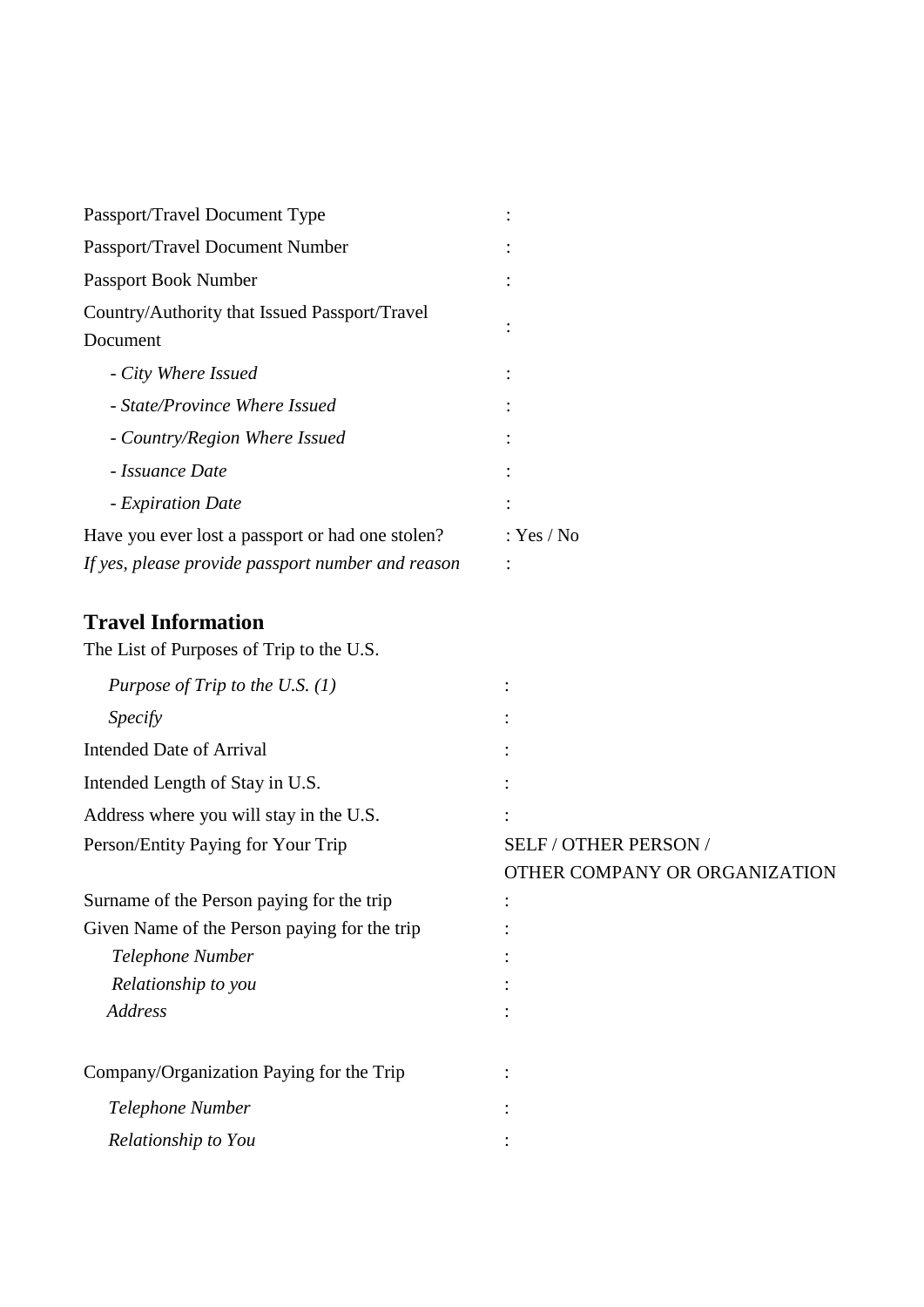| | |
|---|---|
| Passport/Travel Document Type | : |
| Passport/Travel Document Number | : |
| Passport Book Number | : |
| Country/Authority that Issued Passport/Travel Document | : |
| - *City Where Issued* | : |
| - *State/Province Where Issued* | : |
| - *Country/Region Where Issued* | : |
| - *Issuance Date* | : |
| - *Expiration Date* | : |
| Have you ever lost a passport or had one stolen? | : Yes / No |
| *If yes, please provide passport number and reason* | : |

## Travel Information

The List of Purposes of Trip to the U.S.

| | |
|---|---|
| *Purpose of Trip to the U.S. (1)* | : |
| *Specify* | : |
| Intended Date of Arrival | : |
| Intended Length of Stay in U.S. | : |
| Address where you will stay in the U.S. | : |
| Person/Entity Paying for Your Trip | SELF / OTHER PERSON / OTHER COMPANY OR ORGANIZATION |
| Surname of the Person paying for the trip | : |
| Given Name of the Person paying for the trip | : |
| *Telephone Number* | : |
| *Relationship to you* | : |
| *Address* | : |
| Company/Organization Paying for the Trip | : |
| *Telephone Number* | : |
| *Relationship to You* | : |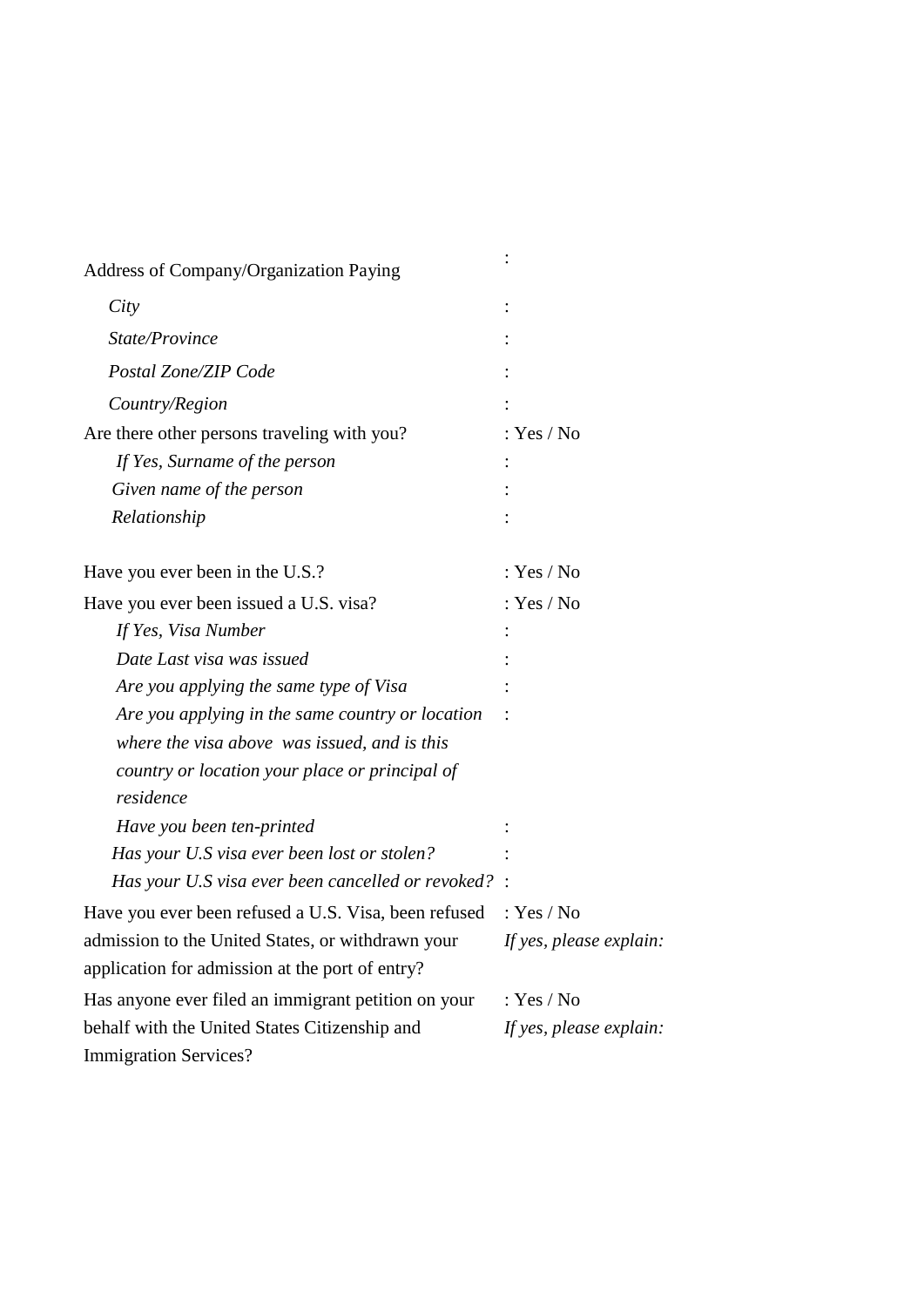| | |
|---|---|
| Address of Company/Organization Paying | : |
| *City* | : |
| *State/Province* | : |
| *Postal Zone/ZIP Code* | : |
| *Country/Region* | : |
| Are there other persons traveling with you? | : Yes / No |
| *If Yes, Surname of the person* | : |
| *Given name of the person* | : |
| *Relationship* | : |
| | |
| Have you ever been in the U.S.? | : Yes / No |
| Have you ever been issued a U.S. visa? | : Yes / No |
| *If Yes, Visa Number* | : |
| *Date Last visa was issued* | : |
| *Are you applying the same type of Visa* | : |
| *Are you applying in the same country or location where the visa above was issued, and is this country or location your place or principal of residence* | : |
| *Have you been ten-printed* | : |
| *Has your U.S visa ever been lost or stolen?* | : |
| *Has your U.S visa ever been cancelled or revoked?* | : |
| Have you ever been refused a U.S. Visa, been refused admission to the United States, or withdrawn your application for admission at the port of entry? | : Yes / No *If yes, please explain:* |
| Has anyone ever filed an immigrant petition on your behalf with the United States Citizenship and Immigration Services? | : Yes / No *If yes, please explain:* |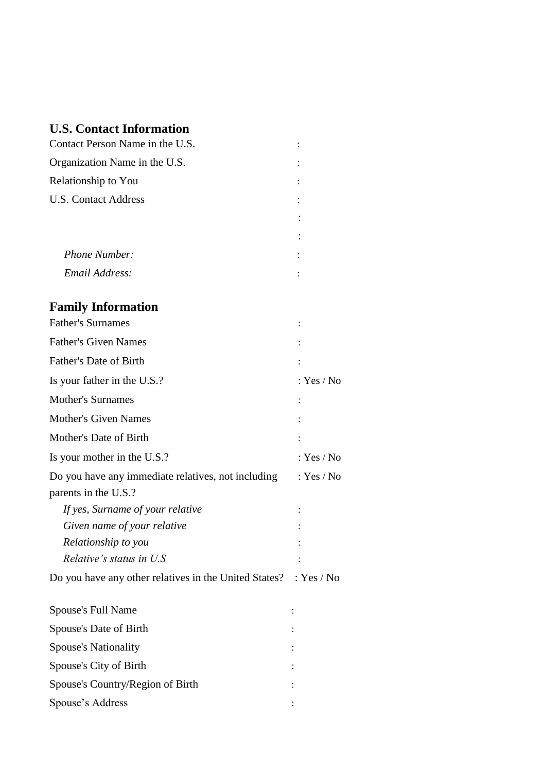## U.S. Contact Information

Contact Person Name in the U.S. :

Organization Name in the U.S. :

Relationship to You :

U.S. Contact Address :

:

:

*Phone Number:* :

*Email Address:* :

## Family Information

Father's Surnames :

Father's Given Names :

Father's Date of Birth :

Is your father in the U.S.? : Yes / No

Mother's Surnames :

Mother's Given Names :

Mother's Date of Birth :

Is your mother in the U.S.? : Yes / No

Do you have any immediate relatives, not including parents in the U.S.? : Yes / No

*If yes, Surname of your relative* :

*Given name of your relative* :

*Relationship to you* :

*Relative's status in U.S* :

Do you have any other relatives in the United States? : Yes / No

Spouse's Full Name :

Spouse's Date of Birth :

Spouse's Nationality :

Spouse's City of Birth :

Spouse's Country/Region of Birth :

Spouse's Address :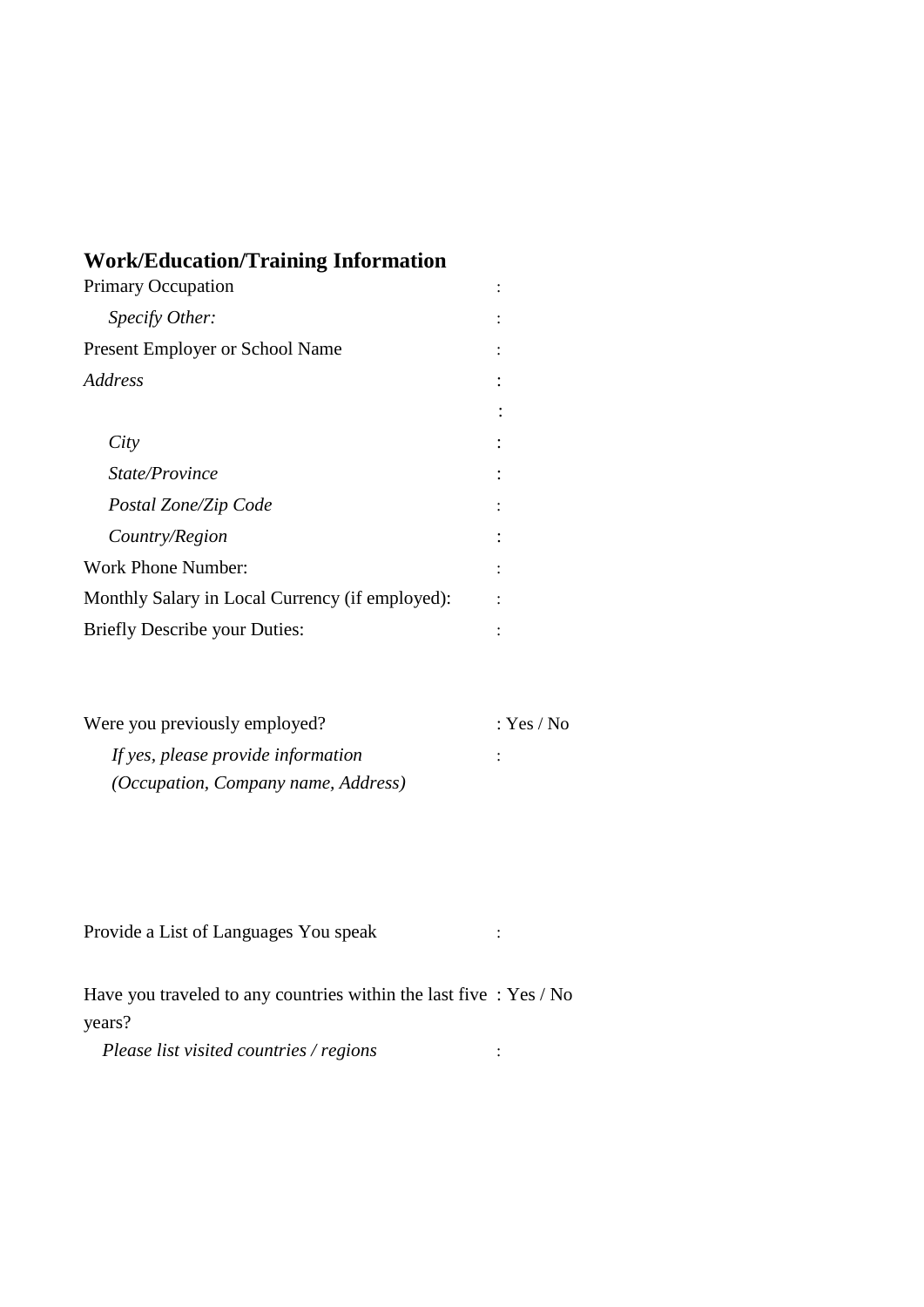## Work/Education/Training Information

| | |
|---|---|
| Primary Occupation | : |
| *Specify Other:* | : |
| Present Employer or School Name | : |
| *Address* | : |
| | : |
| *City* | : |
| *State/Province* | : |
| *Postal Zone/Zip Code* | : |
| *Country/Region* | : |
| Work Phone Number: | : |
| Monthly Salary in Local Currency (if employed): | : |
| Briefly Describe your Duties: | : |

| | |
|---|---|
| Were you previously employed? | : Yes / No |
| *If yes, please provide information (Occupation, Company name, Address)* | : |

| | |
|---|---|
| Provide a List of Languages You speak | : |

| | |
|---|---|
| Have you traveled to any countries within the last five years? | : Yes / No |
| *Please list visited countries / regions* | : |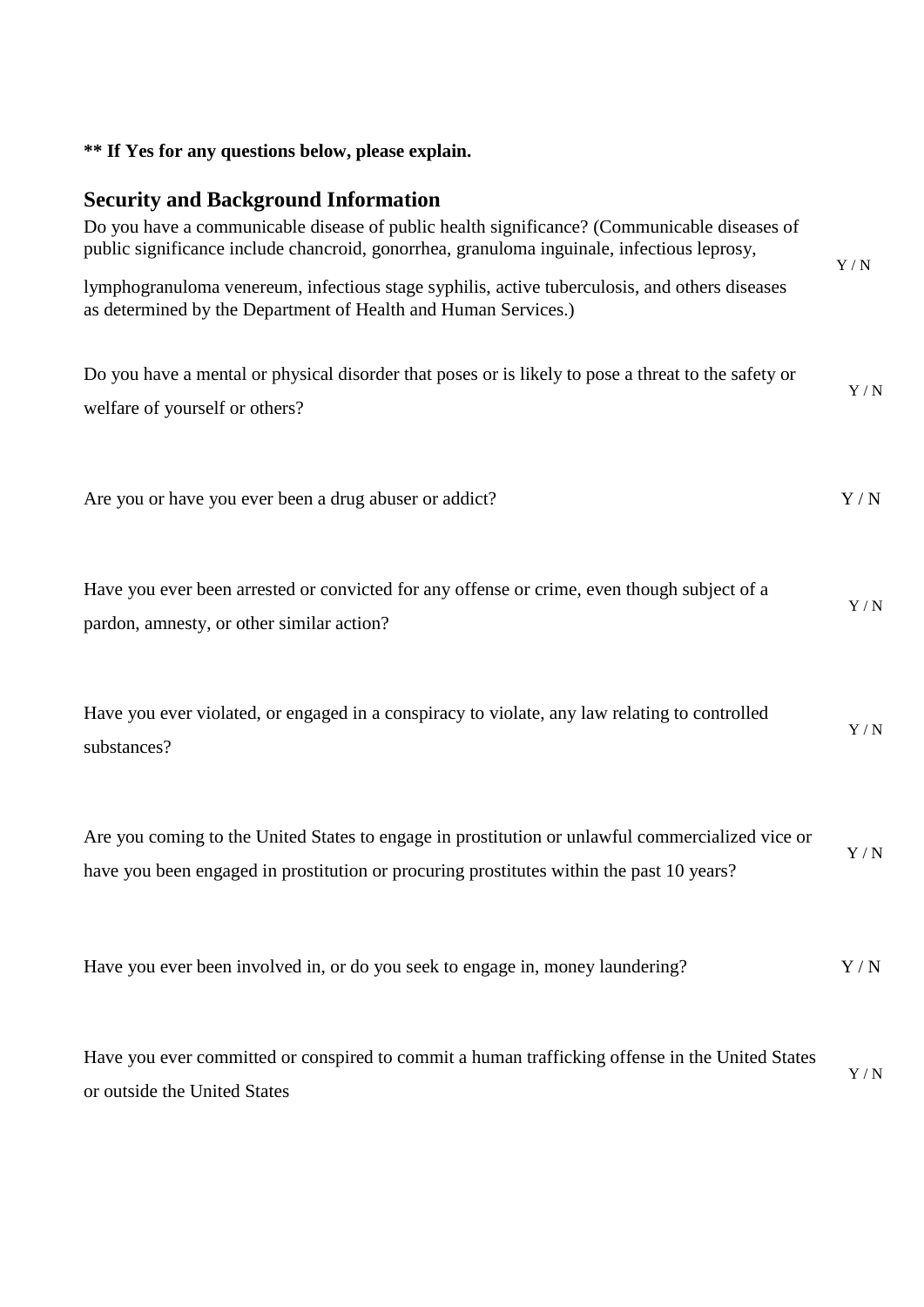**\*\* If Yes for any questions below, please explain.**

## Security and Background Information

| Question | Answer |
|---|---|
| Do you have a communicable disease of public health significance? (Communicable diseases of public significance include chancroid, gonorrhea, granuloma inguinale, infectious leprosy, lymphogranuloma venereum, infectious stage syphilis, active tuberculosis, and others diseases as determined by the Department of Health and Human Services.) | Y / N |
| Do you have a mental or physical disorder that poses or is likely to pose a threat to the safety or welfare of yourself or others? | Y / N |
| Are you or have you ever been a drug abuser or addict? | Y / N |
| Have you ever been arrested or convicted for any offense or crime, even though subject of a pardon, amnesty, or other similar action? | Y / N |
| Have you ever violated, or engaged in a conspiracy to violate, any law relating to controlled substances? | Y / N |
| Are you coming to the United States to engage in prostitution or unlawful commercialized vice or have you been engaged in prostitution or procuring prostitutes within the past 10 years? | Y / N |
| Have you ever been involved in, or do you seek to engage in, money laundering? | Y / N |
| Have you ever committed or conspired to commit a human trafficking offense in the United States or outside the United States | Y / N |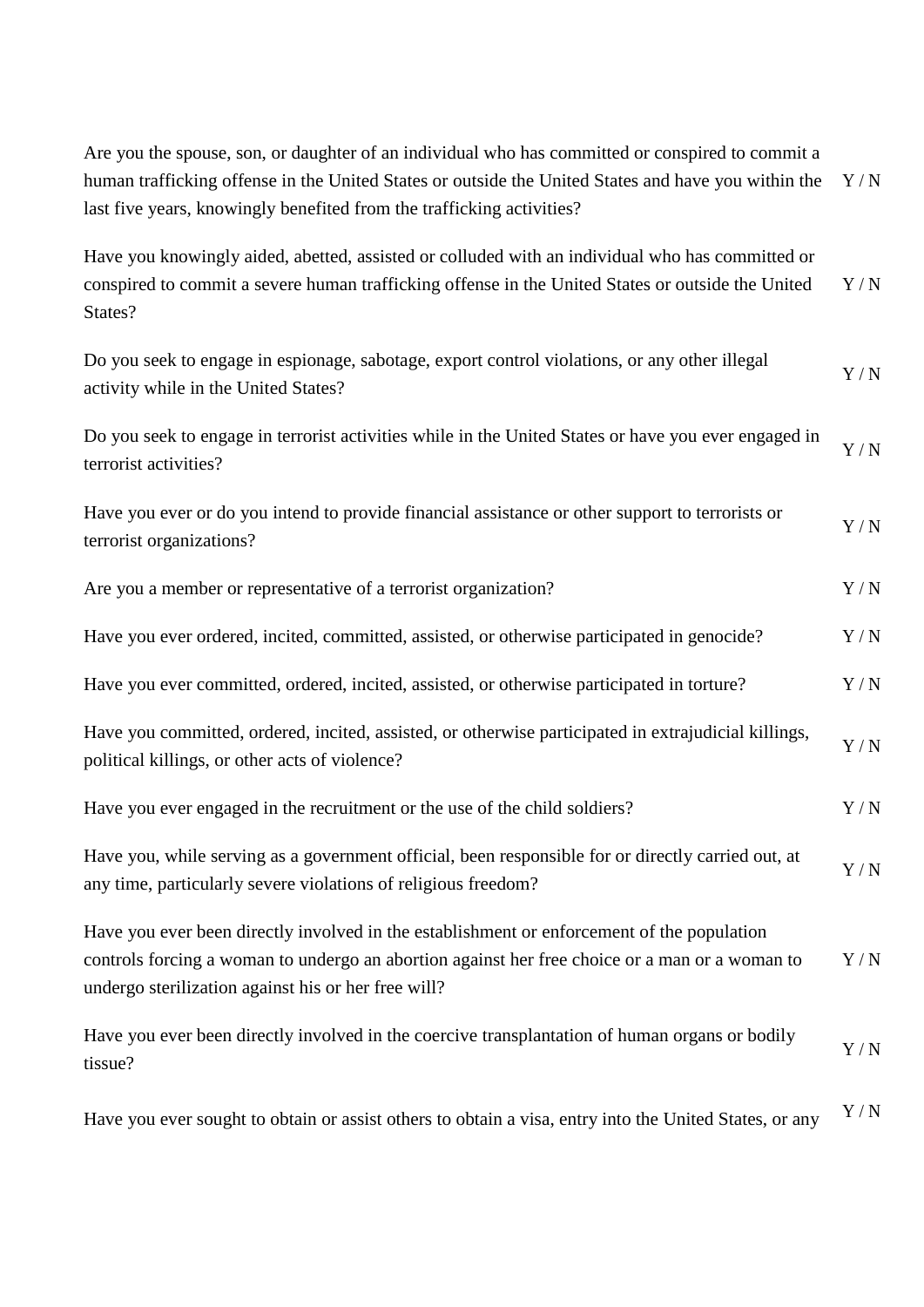| Question | Answer |
| --- | --- |
| Are you the spouse, son, or daughter of an individual who has committed or conspired to commit a human trafficking offense in the United States or outside the United States and have you within the last five years, knowingly benefited from the trafficking activities? | Y / N |
| Have you knowingly aided, abetted, assisted or colluded with an individual who has committed or conspired to commit a severe human trafficking offense in the United States or outside the United States? | Y / N |
| Do you seek to engage in espionage, sabotage, export control violations, or any other illegal activity while in the United States? | Y / N |
| Do you seek to engage in terrorist activities while in the United States or have you ever engaged in terrorist activities? | Y / N |
| Have you ever or do you intend to provide financial assistance or other support to terrorists or terrorist organizations? | Y / N |
| Are you a member or representative of a terrorist organization? | Y / N |
| Have you ever ordered, incited, committed, assisted, or otherwise participated in genocide? | Y / N |
| Have you ever committed, ordered, incited, assisted, or otherwise participated in torture? | Y / N |
| Have you committed, ordered, incited, assisted, or otherwise participated in extrajudicial killings, political killings, or other acts of violence? | Y / N |
| Have you ever engaged in the recruitment or the use of the child soldiers? | Y / N |
| Have you, while serving as a government official, been responsible for or directly carried out, at any time, particularly severe violations of religious freedom? | Y / N |
| Have you ever been directly involved in the establishment or enforcement of the population controls forcing a woman to undergo an abortion against her free choice or a man or a woman to undergo sterilization against his or her free will? | Y / N |
| Have you ever been directly involved in the coercive transplantation of human organs or bodily tissue? | Y / N |
| Have you ever sought to obtain or assist others to obtain a visa, entry into the United States, or any | Y / N |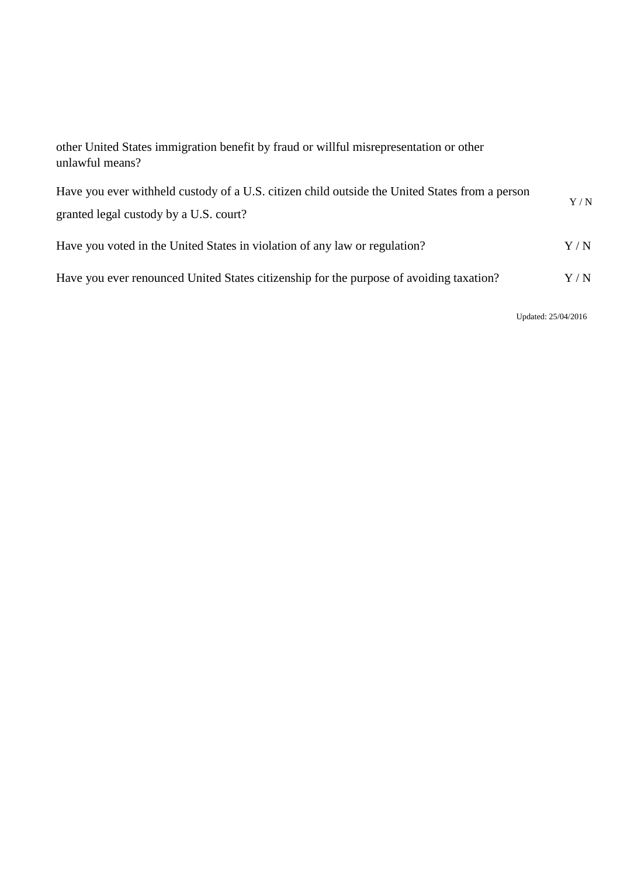other United States immigration benefit by fraud or willful misrepresentation or other unlawful means?

| | |
|---|---|
| Have you ever withheld custody of a U.S. citizen child outside the United States from a person granted legal custody by a U.S. court? | Y / N |
| Have you voted in the United States in violation of any law or regulation? | Y / N |
| Have you ever renounced United States citizenship for the purpose of avoiding taxation? | Y / N |

Updated: 25/04/2016